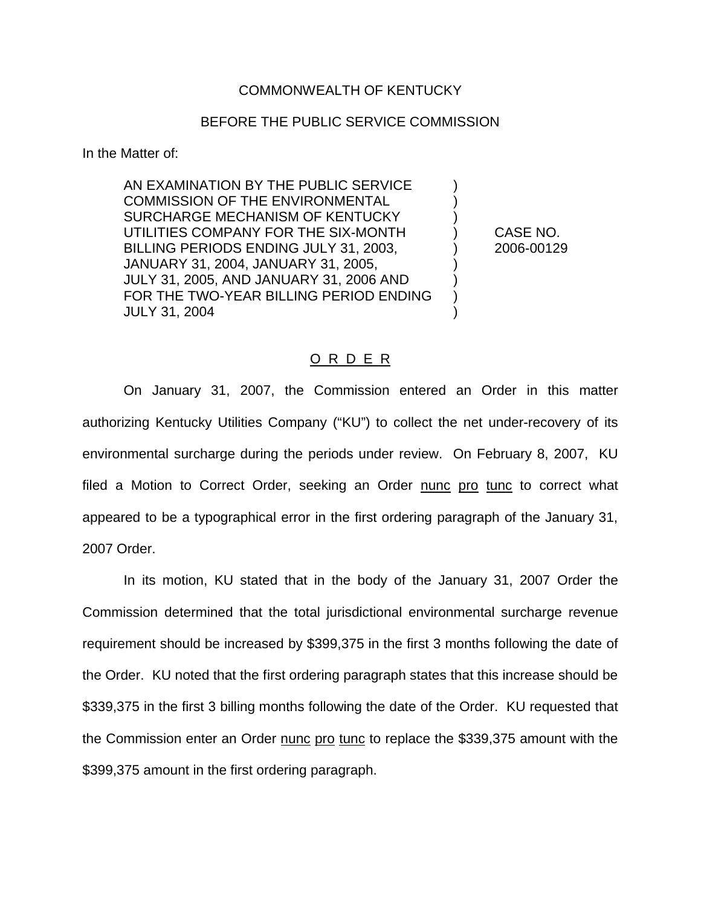COMMONWEALTH OF KENTUCKY

BEFORE THE PUBLIC SERVICE COMMISSION

In the Matter of:

| | | |
|---|---|---|
| AN EXAMINATION BY THE PUBLIC SERVICE COMMISSION OF THE ENVIRONMENTAL SURCHARGE MECHANISM OF KENTUCKY UTILITIES COMPANY FOR THE SIX-MONTH BILLING PERIODS ENDING JULY 31, 2003, JANUARY 31, 2004, JANUARY 31, 2005, JULY 31, 2005, AND JANUARY 31, 2006 AND FOR THE TWO-YEAR BILLING PERIOD ENDING JULY 31, 2004 | ) | CASE NO. 2006-00129 |

O R D E R

On January 31, 2007, the Commission entered an Order in this matter authorizing Kentucky Utilities Company ("KU") to collect the net under-recovery of its environmental surcharge during the periods under review. On February 8, 2007, KU filed a Motion to Correct Order, seeking an Order nunc pro tunc to correct what appeared to be a typographical error in the first ordering paragraph of the January 31, 2007 Order.

In its motion, KU stated that in the body of the January 31, 2007 Order the Commission determined that the total jurisdictional environmental surcharge revenue requirement should be increased by $399,375 in the first 3 months following the date of the Order. KU noted that the first ordering paragraph states that this increase should be $339,375 in the first 3 billing months following the date of the Order. KU requested that the Commission enter an Order nunc pro tunc to replace the $339,375 amount with the $399,375 amount in the first ordering paragraph.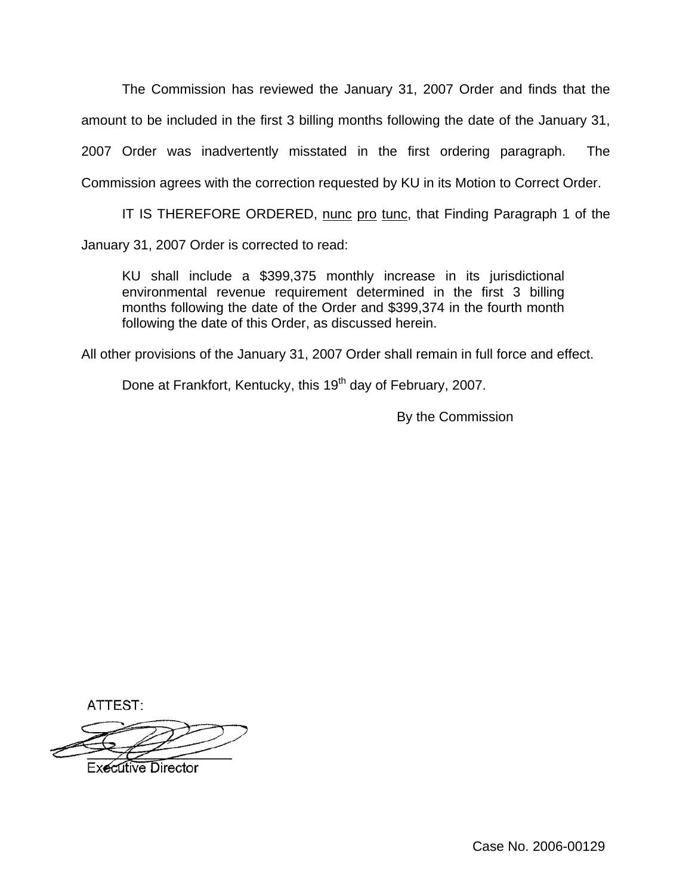The Commission has reviewed the January 31, 2007 Order and finds that the amount to be included in the first 3 billing months following the date of the January 31, 2007 Order was inadvertently misstated in the first ordering paragraph. The Commission agrees with the correction requested by KU in its Motion to Correct Order.

IT IS THEREFORE ORDERED, nunc pro tunc, that Finding Paragraph 1 of the January 31, 2007 Order is corrected to read:

> KU shall include a $399,375 monthly increase in its jurisdictional environmental revenue requirement determined in the first 3 billing months following the date of the Order and $399,374 in the fourth month following the date of this Order, as discussed herein.

All other provisions of the January 31, 2007 Order shall remain in full force and effect.

Done at Frankfort, Kentucky, this 19th day of February, 2007.

By the Commission

ATTEST:

Executive Director

Case No. 2006-00129